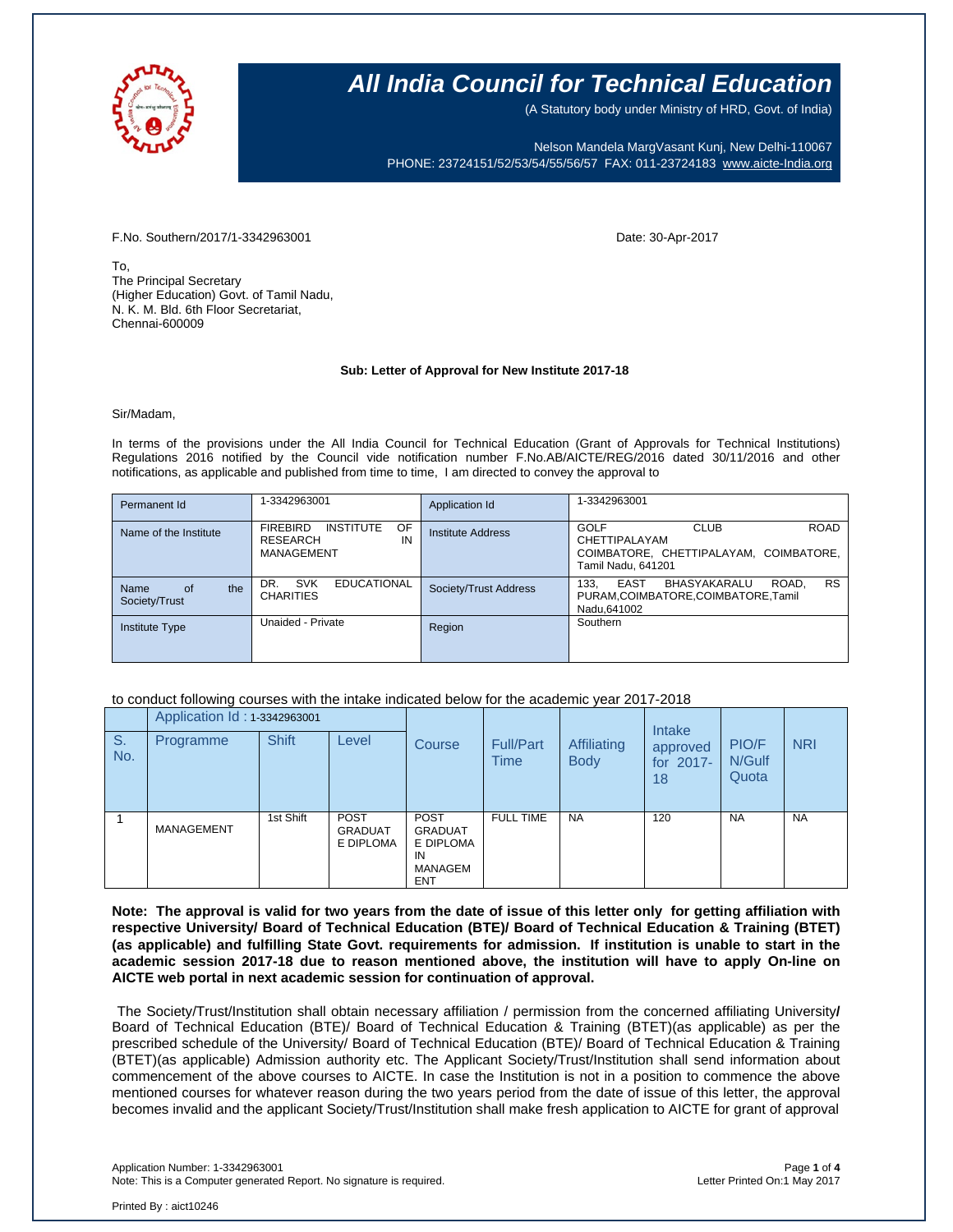# All India Council for Technical Education

(A Statutory body under Ministry of HRD, Govt. of India)

Nelson Mandela MargVasant Kunj, New Delhi-110067
PHONE: 23724151/52/53/54/55/56/57 FAX: 011-23724183 www.aicte-India.org

F.No. Southern/2017/1-3342963001

Date: 30-Apr-2017

To,
The Principal Secretary
(Higher Education) Govt. of Tamil Nadu,
N. K. M. Bld. 6th Floor Secretariat,
Chennai-600009

**Sub: Letter of Approval for New Institute 2017-18**

Sir/Madam,

In terms of the provisions under the All India Council for Technical Education (Grant of Approvals for Technical Institutions) Regulations 2016 notified by the Council vide notification number F.No.AB/AICTE/REG/2016 dated 30/11/2016 and other notifications, as applicable and published from time to time, I am directed to convey the approval to

| Permanent Id | 1-3342963001 | Application Id | 1-3342963001 |
|---|---|---|---|
| Name of the Institute | FIREBIRD INSTITUTE OF RESEARCH IN MANAGEMENT | Institute Address | GOLF CLUB ROAD CHETTIPALAYAM COIMBATORE, CHETTIPALAYAM, COIMBATORE, Tamil Nadu, 641201 |
| Name of the Society/Trust | DR. SVK EDUCATIONAL CHARITIES | Society/Trust Address | 133, EAST BHASYAKARALU ROAD, RS PURAM,COIMBATORE,COIMBATORE,Tamil Nadu,641002 |
| Institute Type | Unaided - Private | Region | Southern |

to conduct following courses with the intake indicated below for the academic year 2017-2018

| S. No. | Application Id : 1-3342963001<br>Programme | Shift | Level | Course | Full/Part Time | Affiliating Body | Intake approved for 2017-18 | PIO/FN/Gulf Quota | NRI |
|---|---|---|---|---|---|---|---|---|---|
| 1 | MANAGEMENT | 1st Shift | POST GRADUATE DIPLOMA | POST GRADUATE DIPLOMA IN MANAGEMENT | FULL TIME | NA | 120 | NA | NA |

**Note: The approval is valid for two years from the date of issue of this letter only for getting affiliation with respective University/ Board of Technical Education (BTE)/ Board of Technical Education & Training (BTET) (as applicable) and fulfilling State Govt. requirements for admission. If institution is unable to start in the academic session 2017-18 due to reason mentioned above, the institution will have to apply On-line on AICTE web portal in next academic session for continuation of approval.**

The Society/Trust/Institution shall obtain necessary affiliation / permission from the concerned affiliating University/ Board of Technical Education (BTE)/ Board of Technical Education & Training (BTET)(as applicable) as per the prescribed schedule of the University/ Board of Technical Education (BTE)/ Board of Technical Education & Training (BTET)(as applicable) Admission authority etc. The Applicant Society/Trust/Institution shall send information about commencement of the above courses to AICTE. In case the Institution is not in a position to commence the above mentioned courses for whatever reason during the two years period from the date of issue of this letter, the approval becomes invalid and the applicant Society/Trust/Institution shall make fresh application to AICTE for grant of approval

Application Number: 1-3342963001
Note: This is a Computer generated Report. No signature is required.

Letter Printed On:1 May 2017

Printed By : aict10246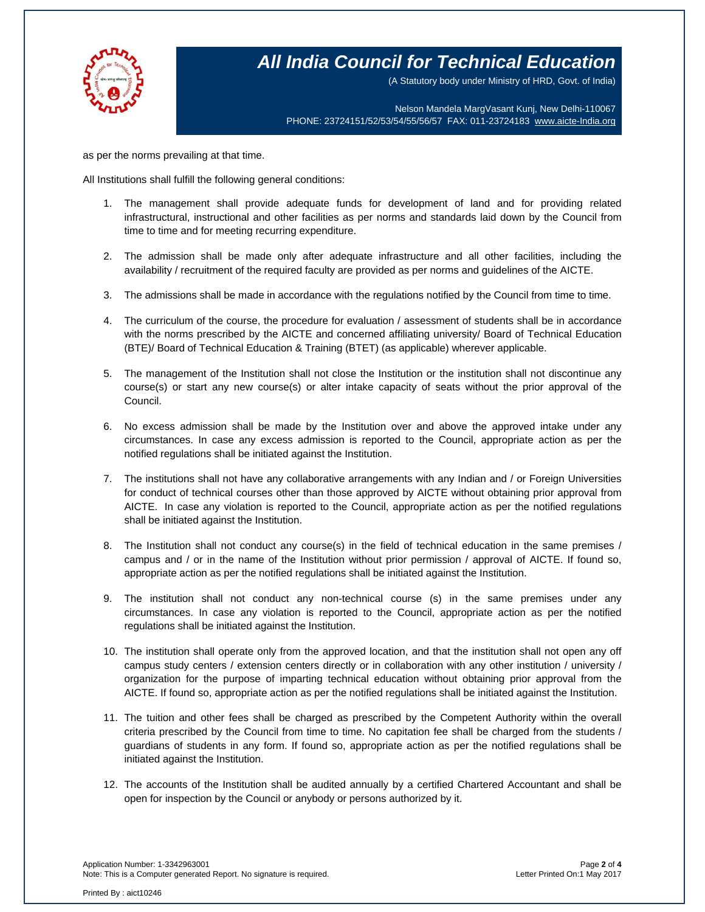as per the norms prevailing at that time.

All Institutions shall fulfill the following general conditions:

1. The management shall provide adequate funds for development of land and for providing related infrastructural, instructional and other facilities as per norms and standards laid down by the Council from time to time and for meeting recurring expenditure.

2. The admission shall be made only after adequate infrastructure and all other facilities, including the availability / recruitment of the required faculty are provided as per norms and guidelines of the AICTE.

3. The admissions shall be made in accordance with the regulations notified by the Council from time to time.

4. The curriculum of the course, the procedure for evaluation / assessment of students shall be in accordance with the norms prescribed by the AICTE and concerned affiliating university/ Board of Technical Education (BTE)/ Board of Technical Education & Training (BTET) (as applicable) wherever applicable.

5. The management of the Institution shall not close the Institution or the institution shall not discontinue any course(s) or start any new course(s) or alter intake capacity of seats without the prior approval of the Council.

6. No excess admission shall be made by the Institution over and above the approved intake under any circumstances. In case any excess admission is reported to the Council, appropriate action as per the notified regulations shall be initiated against the Institution.

7. The institutions shall not have any collaborative arrangements with any Indian and / or Foreign Universities for conduct of technical courses other than those approved by AICTE without obtaining prior approval from AICTE. In case any violation is reported to the Council, appropriate action as per the notified regulations shall be initiated against the Institution.

8. The Institution shall not conduct any course(s) in the field of technical education in the same premises / campus and / or in the name of the Institution without prior permission / approval of AICTE. If found so, appropriate action as per the notified regulations shall be initiated against the Institution.

9. The institution shall not conduct any non-technical course (s) in the same premises under any circumstances. In case any violation is reported to the Council, appropriate action as per the notified regulations shall be initiated against the Institution.

10. The institution shall operate only from the approved location, and that the institution shall not open any off campus study centers / extension centers directly or in collaboration with any other institution / university / organization for the purpose of imparting technical education without obtaining prior approval from the AICTE. If found so, appropriate action as per the notified regulations shall be initiated against the Institution.

11. The tuition and other fees shall be charged as prescribed by the Competent Authority within the overall criteria prescribed by the Council from time to time. No capitation fee shall be charged from the students / guardians of students in any form. If found so, appropriate action as per the notified regulations shall be initiated against the Institution.

12. The accounts of the Institution shall be audited annually by a certified Chartered Accountant and shall be open for inspection by the Council or anybody or persons authorized by it.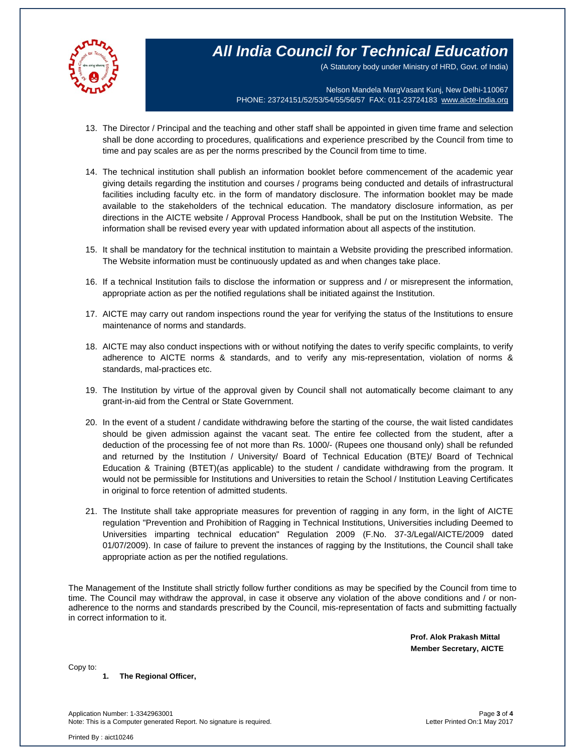13. The Director / Principal and the teaching and other staff shall be appointed in given time frame and selection shall be done according to procedures, qualifications and experience prescribed by the Council from time to time and pay scales are as per the norms prescribed by the Council from time to time.

14. The technical institution shall publish an information booklet before commencement of the academic year giving details regarding the institution and courses / programs being conducted and details of infrastructural facilities including faculty etc. in the form of mandatory disclosure. The information booklet may be made available to the stakeholders of the technical education. The mandatory disclosure information, as per directions in the AICTE website / Approval Process Handbook, shall be put on the Institution Website. The information shall be revised every year with updated information about all aspects of the institution.

15. It shall be mandatory for the technical institution to maintain a Website providing the prescribed information. The Website information must be continuously updated as and when changes take place.

16. If a technical Institution fails to disclose the information or suppress and / or misrepresent the information, appropriate action as per the notified regulations shall be initiated against the Institution.

17. AICTE may carry out random inspections round the year for verifying the status of the Institutions to ensure maintenance of norms and standards.

18. AICTE may also conduct inspections with or without notifying the dates to verify specific complaints, to verify adherence to AICTE norms & standards, and to verify any mis-representation, violation of norms & standards, mal-practices etc.

19. The Institution by virtue of the approval given by Council shall not automatically become claimant to any grant-in-aid from the Central or State Government.

20. In the event of a student / candidate withdrawing before the starting of the course, the wait listed candidates should be given admission against the vacant seat. The entire fee collected from the student, after a deduction of the processing fee of not more than Rs. 1000/- (Rupees one thousand only) shall be refunded and returned by the Institution / University/ Board of Technical Education (BTE)/ Board of Technical Education & Training (BTET)(as applicable) to the student / candidate withdrawing from the program. It would not be permissible for Institutions and Universities to retain the School / Institution Leaving Certificates in original to force retention of admitted students.

21. The Institute shall take appropriate measures for prevention of ragging in any form, in the light of AICTE regulation "Prevention and Prohibition of Ragging in Technical Institutions, Universities including Deemed to Universities imparting technical education" Regulation 2009 (F.No. 37-3/Legal/AICTE/2009 dated 01/07/2009). In case of failure to prevent the instances of ragging by the Institutions, the Council shall take appropriate action as per the notified regulations.

The Management of the Institute shall strictly follow further conditions as may be specified by the Council from time to time. The Council may withdraw the approval, in case it observe any violation of the above conditions and / or non-adherence to the norms and standards prescribed by the Council, mis-representation of facts and submitting factually in correct information to it.

**Prof. Alok Prakash Mittal**
**Member Secretary, AICTE**

Copy to:

1. **The Regional Officer,**

Application Number: 1-3342963001
Note: This is a Computer generated Report. No signature is required.

Letter Printed On:1 May 2017

Printed By : aict10246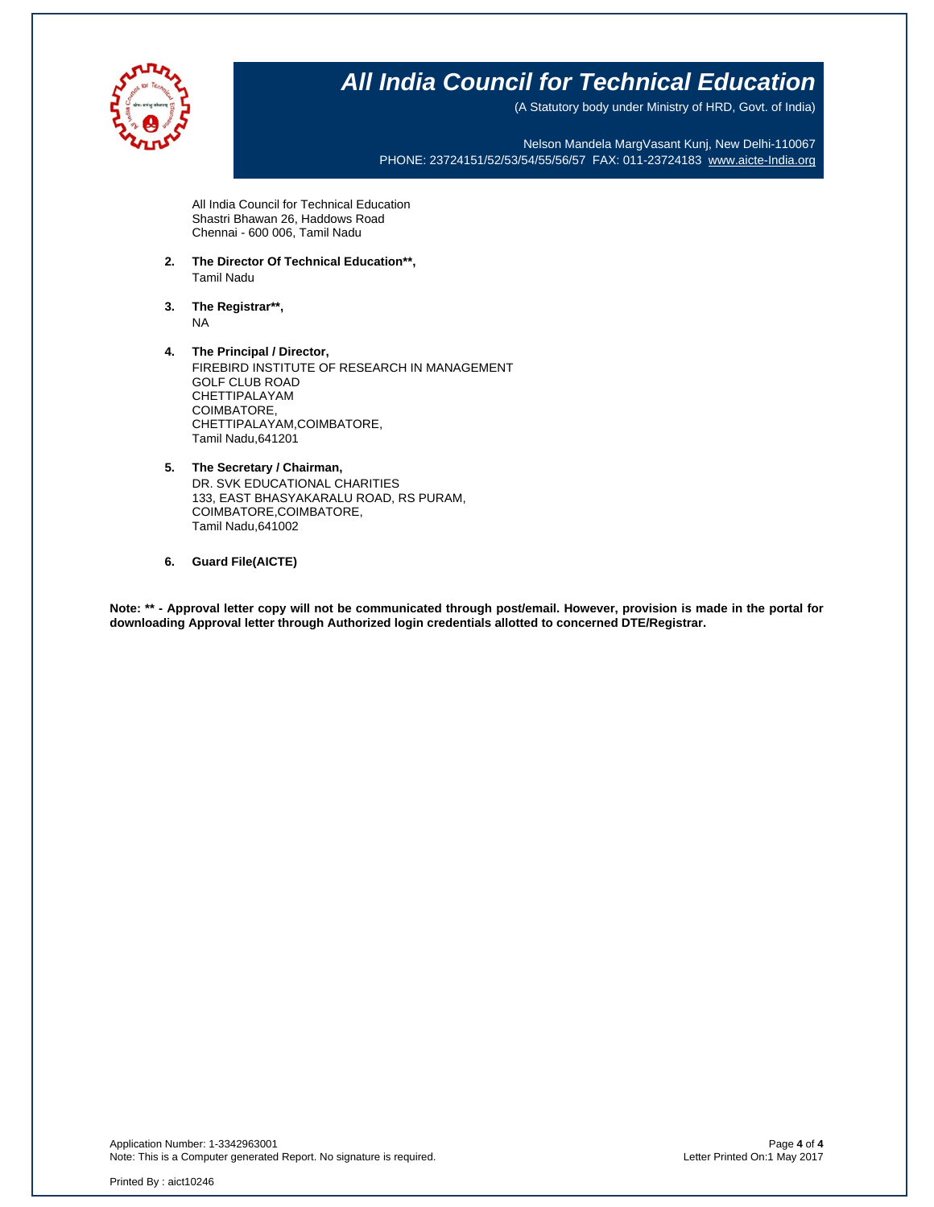All India Council for Technical Education
Shastri Bhawan 26, Haddows Road
Chennai - 600 006, Tamil Nadu

2. **The Director Of Technical Education\*\*,**
   Tamil Nadu

3. **The Registrar\*\*,**
   NA

4. **The Principal / Director,**
   FIREBIRD INSTITUTE OF RESEARCH IN MANAGEMENT
   GOLF CLUB ROAD
   CHETTIPALAYAM
   COIMBATORE,
   CHETTIPALAYAM,COIMBATORE,
   Tamil Nadu,641201

5. **The Secretary / Chairman,**
   DR. SVK EDUCATIONAL CHARITIES
   133, EAST BHASYAKARALU ROAD, RS PURAM,
   COIMBATORE,COIMBATORE,
   Tamil Nadu,641002

6. **Guard File(AICTE)**

**Note: \*\* - Approval letter copy will not be communicated through post/email. However, provision is made in the portal for downloading Approval letter through Authorized login credentials allotted to concerned DTE/Registrar.**

Application Number: 1-3342963001
Note: This is a Computer generated Report. No signature is required.

Letter Printed On:1 May 2017

Printed By : aict10246